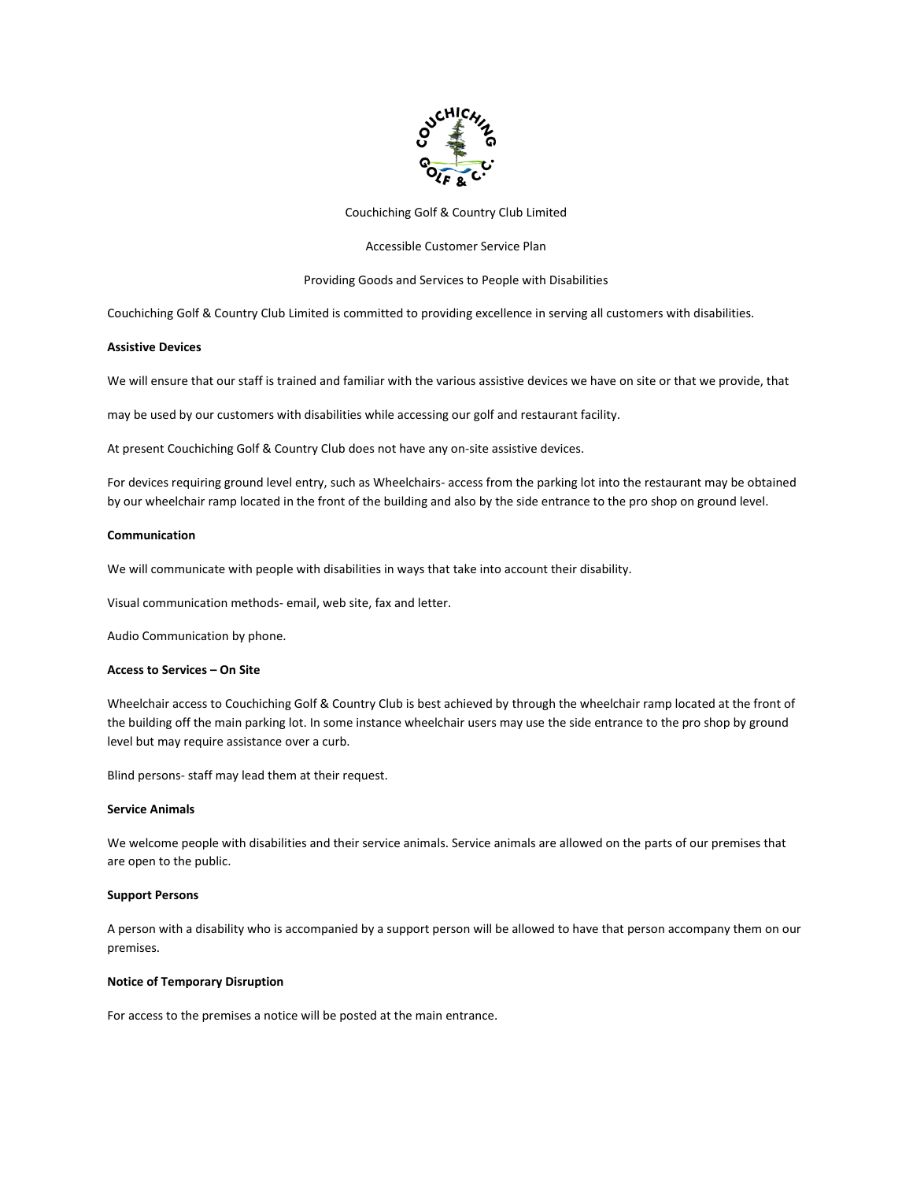Couchiching Golf & Country Club Limited

Accessible Customer Service Plan

Providing Goods and Services to People with Disabilities

Couchiching Golf & Country Club Limited is committed to providing excellence in serving all customers with disabilities.

**Assistive Devices**

We will ensure that our staff is trained and familiar with the various assistive devices we have on site or that we provide, that

may be used by our customers with disabilities while accessing our golf and restaurant facility.

At present Couchiching Golf & Country Club does not have any on-site assistive devices.

For devices requiring ground level entry, such as Wheelchairs- access from the parking lot into the restaurant may be obtained by our wheelchair ramp located in the front of the building and also by the side entrance to the pro shop on ground level.

**Communication**

We will communicate with people with disabilities in ways that take into account their disability.

Visual communication methods- email, web site, fax and letter.

Audio Communication by phone.

**Access to Services – On Site**

Wheelchair access to Couchiching Golf & Country Club is best achieved by through the wheelchair ramp located at the front of the building off the main parking lot. In some instance wheelchair users may use the side entrance to the pro shop by ground level but may require assistance over a curb.

Blind persons- staff may lead them at their request.

**Service Animals**

We welcome people with disabilities and their service animals. Service animals are allowed on the parts of our premises that are open to the public.

**Support Persons**

A person with a disability who is accompanied by a support person will be allowed to have that person accompany them on our premises.

**Notice of Temporary Disruption**

For access to the premises a notice will be posted at the main entrance.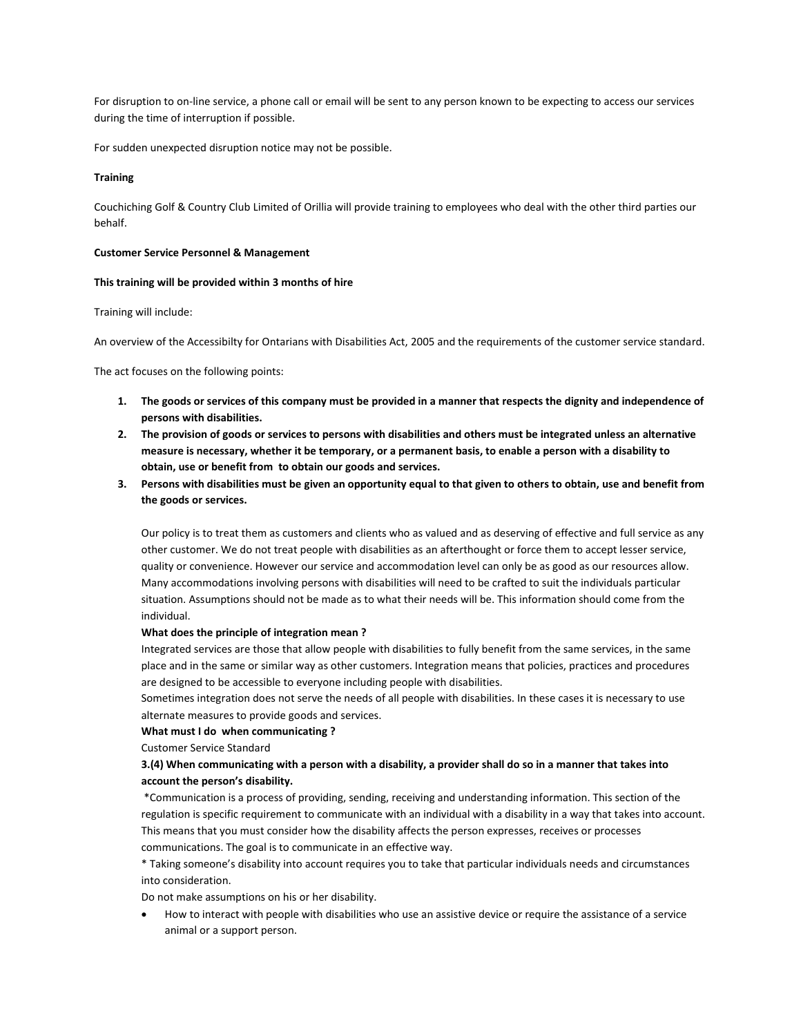For disruption to on-line service, a phone call or email will be sent to any person known to be expecting to access our services during the time of interruption if possible.

For sudden unexpected disruption notice may not be possible.

**Training**

Couchiching Golf & Country Club Limited of Orillia will provide training to employees who deal with the other third parties our behalf.

**Customer Service Personnel & Management**

**This training will be provided within 3 months of hire**

Training will include:

An overview of the Accessibilty for Ontarians with Disabilities Act, 2005 and the requirements of the customer service standard.

The act focuses on the following points:

1. **The goods or services of this company must be provided in a manner that respects the dignity and independence of persons with disabilities.**
2. **The provision of goods or services to persons with disabilities and others must be integrated unless an alternative measure is necessary, whether it be temporary, or a permanent basis, to enable a person with a disability to obtain, use or benefit from to obtain our goods and services.**
3. **Persons with disabilities must be given an opportunity equal to that given to others to obtain, use and benefit from the goods or services.**

Our policy is to treat them as customers and clients who as valued and as deserving of effective and full service as any other customer. We do not treat people with disabilities as an afterthought or force them to accept lesser service, quality or convenience. However our service and accommodation level can only be as good as our resources allow. Many accommodations involving persons with disabilities will need to be crafted to suit the individuals particular situation. Assumptions should not be made as to what their needs will be. This information should come from the individual.

**What does the principle of integration mean ?**

Integrated services are those that allow people with disabilities to fully benefit from the same services, in the same place and in the same or similar way as other customers. Integration means that policies, practices and procedures are designed to be accessible to everyone including people with disabilities.

Sometimes integration does not serve the needs of all people with disabilities. In these cases it is necessary to use alternate measures to provide goods and services.

**What must I do when communicating ?**

Customer Service Standard

**3.(4) When communicating with a person with a disability, a provider shall do so in a manner that takes into account the person's disability.**

*Communication is a process of providing, sending, receiving and understanding information. This section of the regulation is specific requirement to communicate with an individual with a disability in a way that takes into account. This means that you must consider how the disability affects the person expresses, receives or processes communications. The goal is to communicate in an effective way.

* Taking someone's disability into account requires you to take that particular individuals needs and circumstances into consideration.

Do not make assumptions on his or her disability.

- How to interact with people with disabilities who use an assistive device or require the assistance of a service animal or a support person.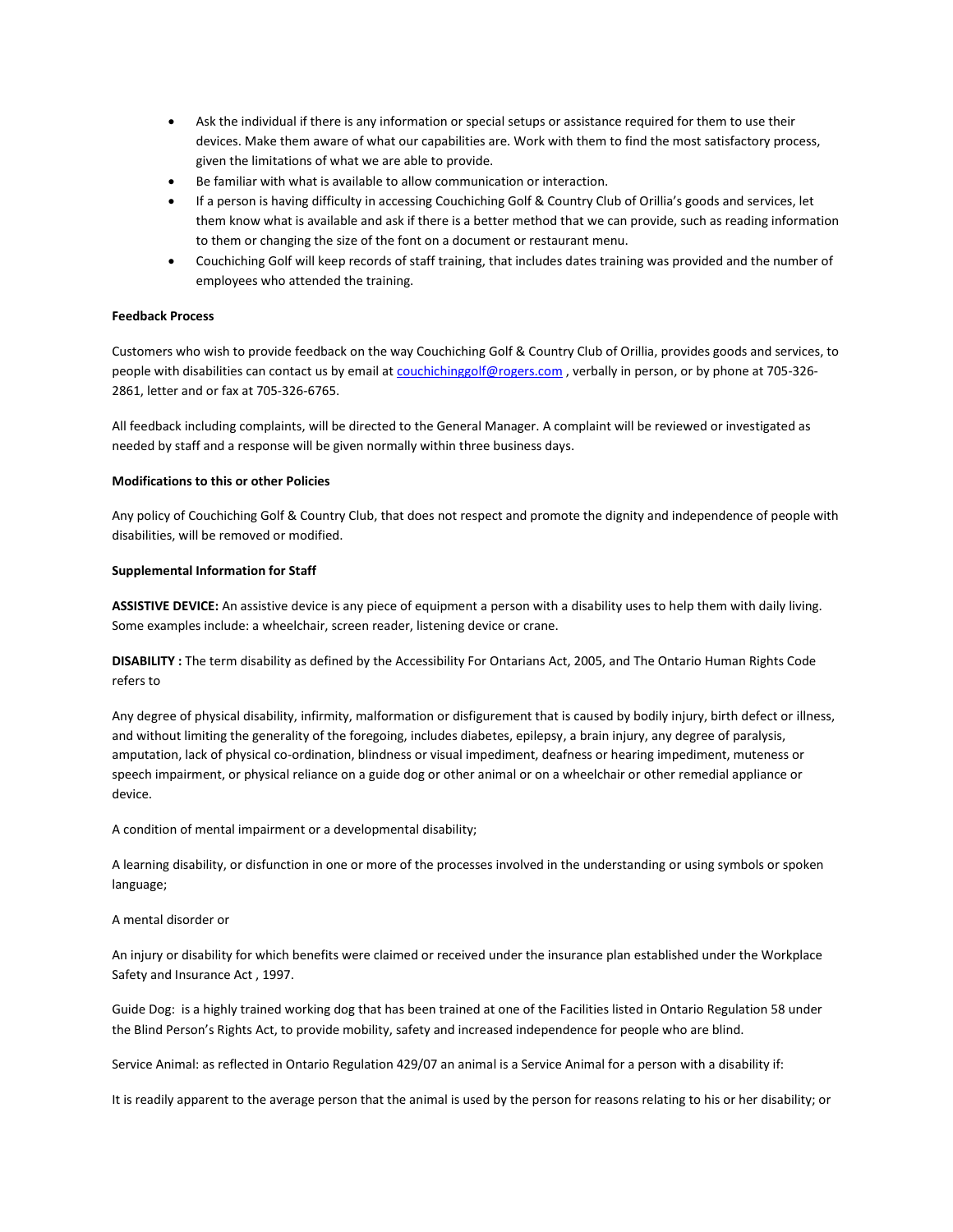- Ask the individual if there is any information or special setups or assistance required for them to use their devices. Make them aware of what our capabilities are. Work with them to find the most satisfactory process, given the limitations of what we are able to provide.
- Be familiar with what is available to allow communication or interaction.
- If a person is having difficulty in accessing Couchiching Golf & Country Club of Orillia's goods and services, let them know what is available and ask if there is a better method that we can provide, such as reading information to them or changing the size of the font on a document or restaurant menu.
- Couchiching Golf will keep records of staff training, that includes dates training was provided and the number of employees who attended the training.

**Feedback Process**

Customers who wish to provide feedback on the way Couchiching Golf & Country Club of Orillia, provides goods and services, to people with disabilities can contact us by email at couchichinggolf@rogers.com , verbally in person, or by phone at 705-326-2861, letter and or fax at 705-326-6765.

All feedback including complaints, will be directed to the General Manager. A complaint will be reviewed or investigated as needed by staff and a response will be given normally within three business days.

**Modifications to this or other Policies**

Any policy of Couchiching Golf & Country Club, that does not respect and promote the dignity and independence of people with disabilities, will be removed or modified.

**Supplemental Information for Staff**

**ASSISTIVE DEVICE:** An assistive device is any piece of equipment a person with a disability uses to help them with daily living. Some examples include: a wheelchair, screen reader, listening device or crane.

**DISABILITY :** The term disability as defined by the Accessibility For Ontarians Act, 2005, and The Ontario Human Rights Code refers to

Any degree of physical disability, infirmity, malformation or disfigurement that is caused by bodily injury, birth defect or illness, and without limiting the generality of the foregoing, includes diabetes, epilepsy, a brain injury, any degree of paralysis, amputation, lack of physical co-ordination, blindness or visual impediment, deafness or hearing impediment, muteness or speech impairment, or physical reliance on a guide dog or other animal or on a wheelchair or other remedial appliance or device.

A condition of mental impairment or a developmental disability;

A learning disability, or disfunction in one or more of the processes involved in the understanding or using symbols or spoken language;

A mental disorder or

An injury or disability for which benefits were claimed or received under the insurance plan established under the Workplace Safety and Insurance Act , 1997.

Guide Dog: is a highly trained working dog that has been trained at one of the Facilities listed in Ontario Regulation 58 under the Blind Person's Rights Act, to provide mobility, safety and increased independence for people who are blind.

Service Animal: as reflected in Ontario Regulation 429/07 an animal is a Service Animal for a person with a disability if:

It is readily apparent to the average person that the animal is used by the person for reasons relating to his or her disability; or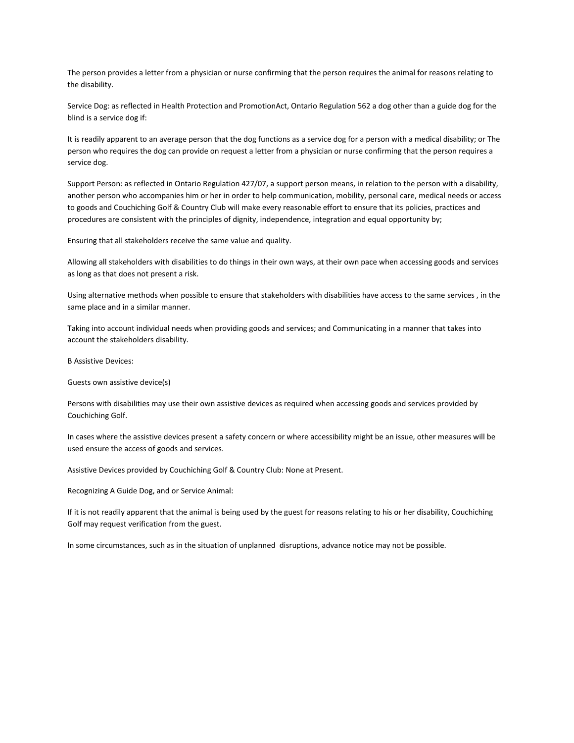The person provides a letter from a physician or nurse confirming that the person requires the animal for reasons relating to the disability.

Service Dog: as reflected in Health Protection and PromotionAct, Ontario Regulation 562 a dog other than a guide dog for the blind is a service dog if:

It is readily apparent to an average person that the dog functions as a service dog for a person with a medical disability; or The person who requires the dog can provide on request a letter from a physician or nurse confirming that the person requires a service dog.

Support Person: as reflected in Ontario Regulation 427/07, a support person means, in relation to the person with a disability, another person who accompanies him or her in order to help communication, mobility, personal care, medical needs or access to goods and Couchiching Golf & Country Club will make every reasonable effort to ensure that its policies, practices and procedures are consistent with the principles of dignity, independence, integration and equal opportunity by;

Ensuring that all stakeholders receive the same value and quality.

Allowing all stakeholders with disabilities to do things in their own ways, at their own pace when accessing goods and services as long as that does not present a risk.

Using alternative methods when possible to ensure that stakeholders with disabilities have access to the same services , in the same place and in a similar manner.

Taking into account individual needs when providing goods and services; and Communicating in a manner that takes into account the stakeholders disability.

B Assistive Devices:

Guests own assistive device(s)

Persons with disabilities may use their own assistive devices as required when accessing goods and services provided by Couchiching Golf.

In cases where the assistive devices present a safety concern or where accessibility might be an issue, other measures will be used ensure the access of goods and services.

Assistive Devices provided by Couchiching Golf & Country Club: None at Present.

Recognizing A Guide Dog, and or Service Animal:

If it is not readily apparent that the animal is being used by the guest for reasons relating to his or her disability, Couchiching Golf may request verification from the guest.

In some circumstances, such as in the situation of unplanned disruptions, advance notice may not be possible.